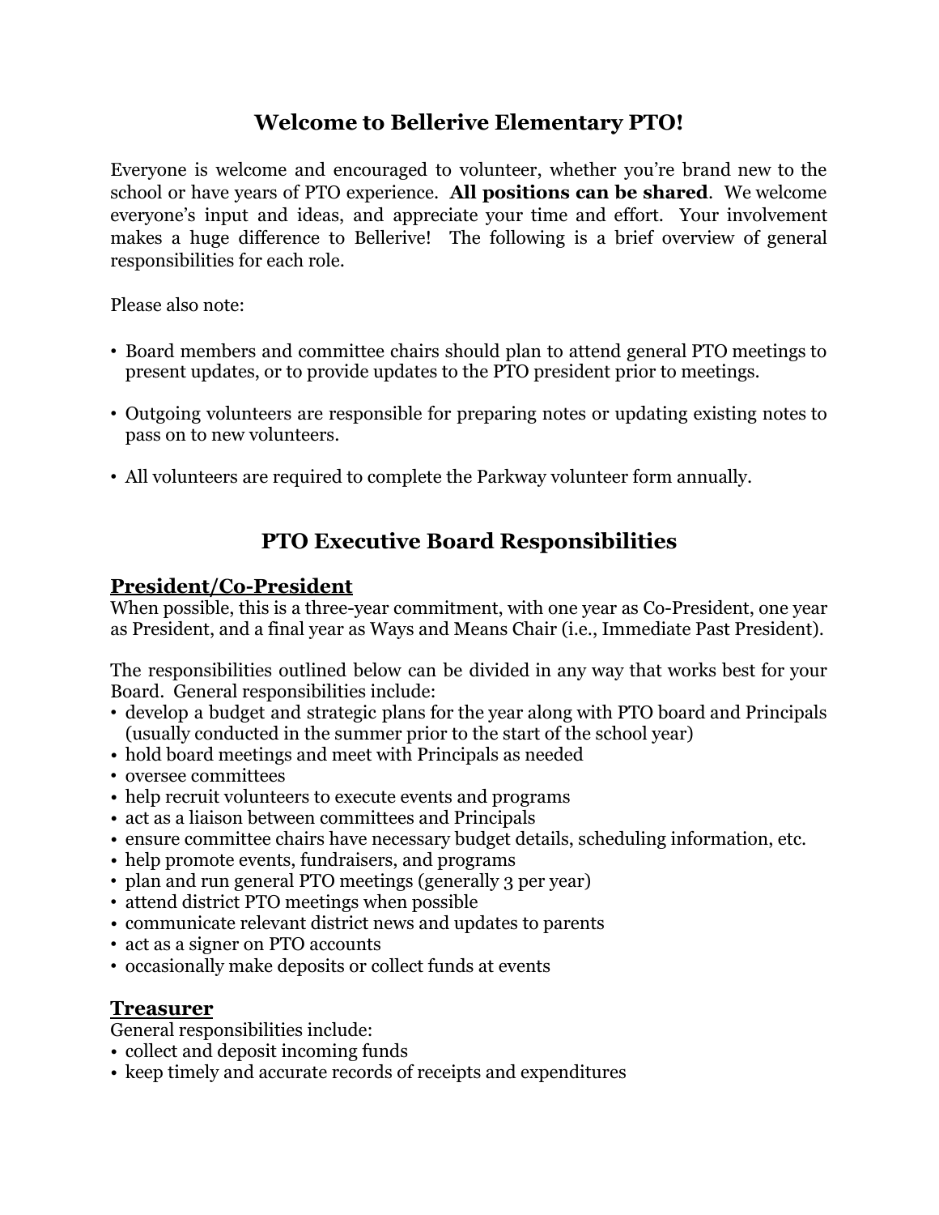# Welcome to Bellerive Elementary PTO!

Everyone is welcome and encouraged to volunteer, whether you're brand new to the school or have years of PTO experience. **All positions can be shared**. We welcome everyone's input and ideas, and appreciate your time and effort. Your involvement makes a huge difference to Bellerive! The following is a brief overview of general responsibilities for each role.

Please also note:

- Board members and committee chairs should plan to attend general PTO meetings to present updates, or to provide updates to the PTO president prior to meetings.

- Outgoing volunteers are responsible for preparing notes or updating existing notes to pass on to new volunteers.

- All volunteers are required to complete the Parkway volunteer form annually.

# PTO Executive Board Responsibilities

## President/Co-President

When possible, this is a three-year commitment, with one year as Co-President, one year as President, and a final year as Ways and Means Chair (i.e., Immediate Past President).

The responsibilities outlined below can be divided in any way that works best for your Board. General responsibilities include:

- develop a budget and strategic plans for the year along with PTO board and Principals (usually conducted in the summer prior to the start of the school year)
- hold board meetings and meet with Principals as needed
- oversee committees
- help recruit volunteers to execute events and programs
- act as a liaison between committees and Principals
- ensure committee chairs have necessary budget details, scheduling information, etc.
- help promote events, fundraisers, and programs
- plan and run general PTO meetings (generally 3 per year)
- attend district PTO meetings when possible
- communicate relevant district news and updates to parents
- act as a signer on PTO accounts
- occasionally make deposits or collect funds at events

## Treasurer

General responsibilities include:

- collect and deposit incoming funds
- keep timely and accurate records of receipts and expenditures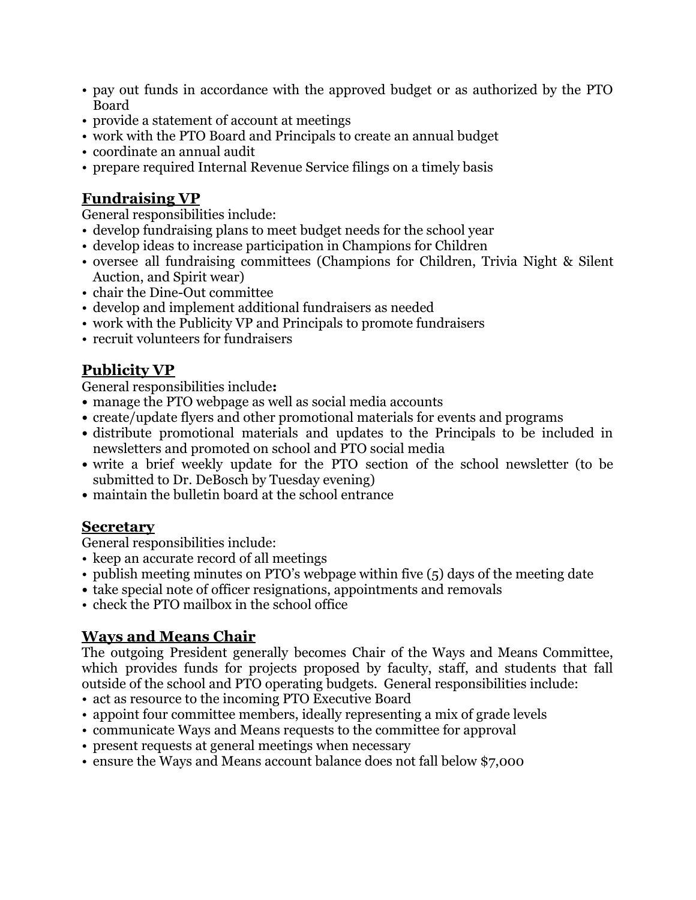- pay out funds in accordance with the approved budget or as authorized by the PTO Board
- provide a statement of account at meetings
- work with the PTO Board and Principals to create an annual budget
- coordinate an annual audit
- prepare required Internal Revenue Service filings on a timely basis

## Fundraising VP

General responsibilities include:

- develop fundraising plans to meet budget needs for the school year
- develop ideas to increase participation in Champions for Children
- oversee all fundraising committees (Champions for Children, Trivia Night & Silent Auction, and Spirit wear)
- chair the Dine-Out committee
- develop and implement additional fundraisers as needed
- work with the Publicity VP and Principals to promote fundraisers
- recruit volunteers for fundraisers

## Publicity VP

General responsibilities include**:**

- manage the PTO webpage as well as social media accounts
- create/update flyers and other promotional materials for events and programs
- distribute promotional materials and updates to the Principals to be included in newsletters and promoted on school and PTO social media
- write a brief weekly update for the PTO section of the school newsletter (to be submitted to Dr. DeBosch by Tuesday evening)
- maintain the bulletin board at the school entrance

## Secretary

General responsibilities include:

- keep an accurate record of all meetings
- publish meeting minutes on PTO's webpage within five (5) days of the meeting date
- take special note of officer resignations, appointments and removals
- check the PTO mailbox in the school office

## Ways and Means Chair

The outgoing President generally becomes Chair of the Ways and Means Committee, which provides funds for projects proposed by faculty, staff, and students that fall outside of the school and PTO operating budgets. General responsibilities include:

- act as resource to the incoming PTO Executive Board
- appoint four committee members, ideally representing a mix of grade levels
- communicate Ways and Means requests to the committee for approval
- present requests at general meetings when necessary
- ensure the Ways and Means account balance does not fall below $7,000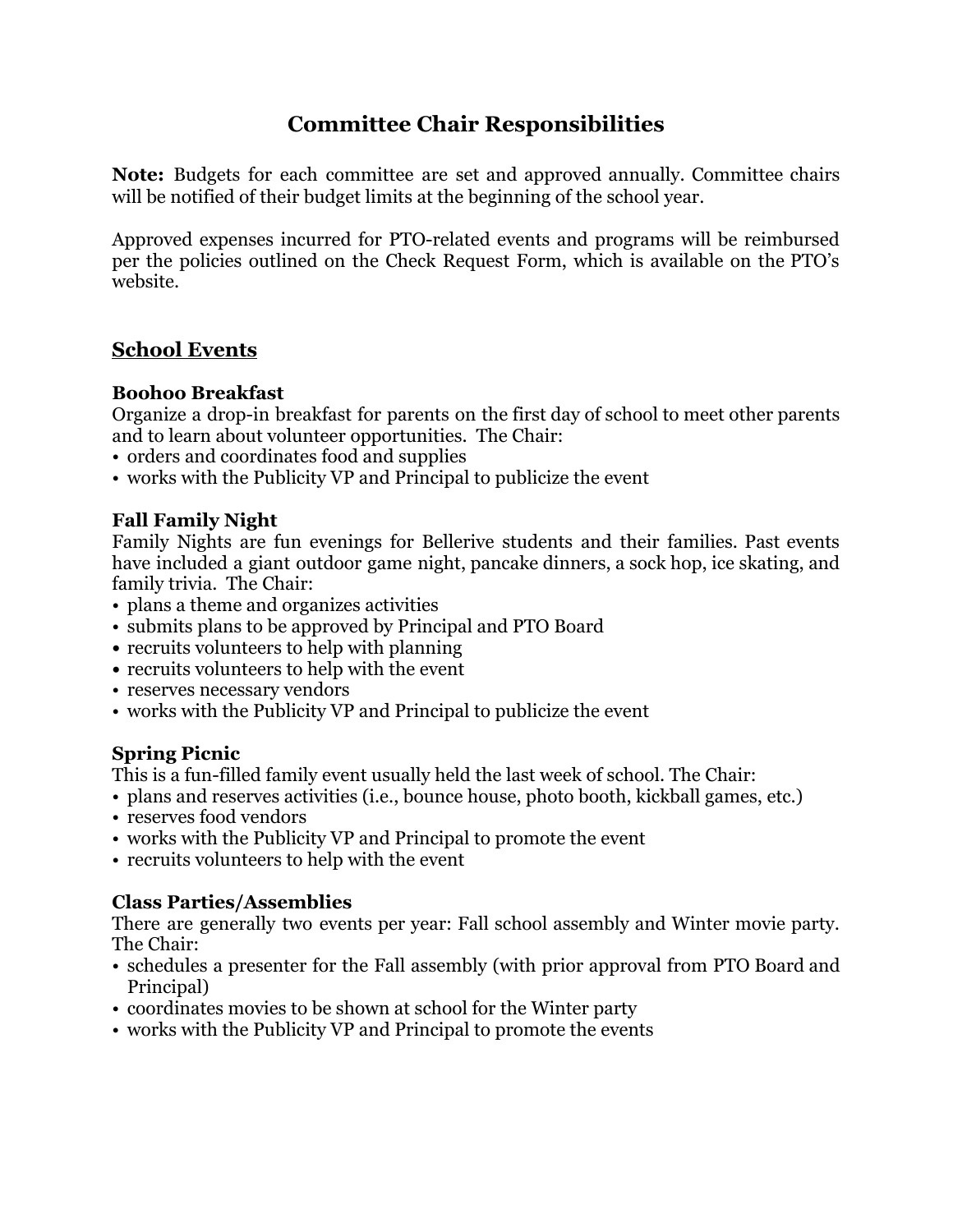# Committee Chair Responsibilities

**Note:** Budgets for each committee are set and approved annually. Committee chairs will be notified of their budget limits at the beginning of the school year.

Approved expenses incurred for PTO-related events and programs will be reimbursed per the policies outlined on the Check Request Form, which is available on the PTO's website.

## School Events

### Boohoo Breakfast

Organize a drop-in breakfast for parents on the first day of school to meet other parents and to learn about volunteer opportunities. The Chair:

- orders and coordinates food and supplies
- works with the Publicity VP and Principal to publicize the event

### Fall Family Night

Family Nights are fun evenings for Bellerive students and their families. Past events have included a giant outdoor game night, pancake dinners, a sock hop, ice skating, and family trivia. The Chair:

- plans a theme and organizes activities
- submits plans to be approved by Principal and PTO Board
- recruits volunteers to help with planning
- recruits volunteers to help with the event
- reserves necessary vendors
- works with the Publicity VP and Principal to publicize the event

### Spring Picnic

This is a fun-filled family event usually held the last week of school. The Chair:

- plans and reserves activities (i.e., bounce house, photo booth, kickball games, etc.)
- reserves food vendors
- works with the Publicity VP and Principal to promote the event
- recruits volunteers to help with the event

### Class Parties/Assemblies

There are generally two events per year: Fall school assembly and Winter movie party. The Chair:

- schedules a presenter for the Fall assembly (with prior approval from PTO Board and Principal)
- coordinates movies to be shown at school for the Winter party
- works with the Publicity VP and Principal to promote the events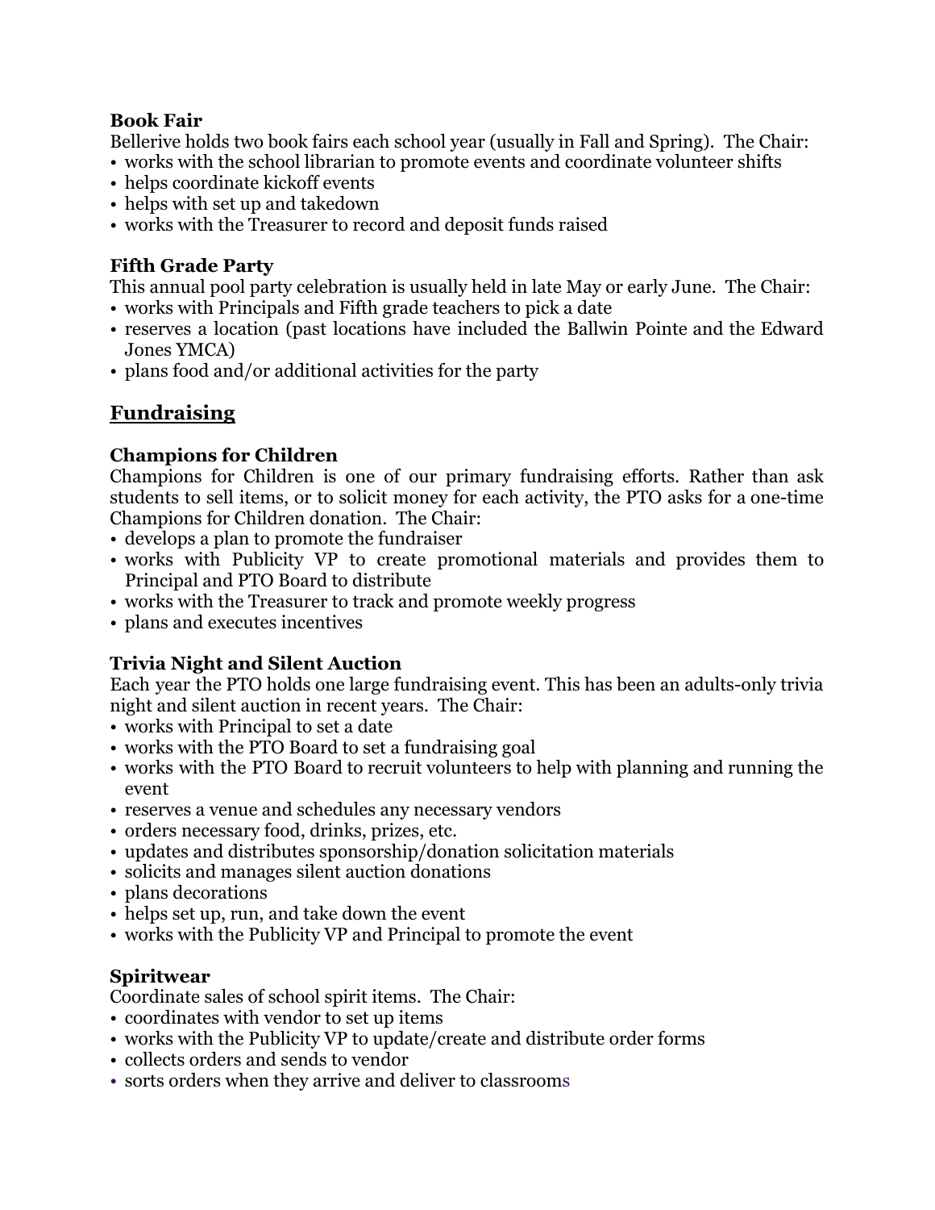**Book Fair**
Bellerive holds two book fairs each school year (usually in Fall and Spring). The Chair:
- works with the school librarian to promote events and coordinate volunteer shifts
- helps coordinate kickoff events
- helps with set up and takedown
- works with the Treasurer to record and deposit funds raised

**Fifth Grade Party**
This annual pool party celebration is usually held in late May or early June. The Chair:
- works with Principals and Fifth grade teachers to pick a date
- reserves a location (past locations have included the Ballwin Pointe and the Edward Jones YMCA)
- plans food and/or additional activities for the party

## Fundraising

**Champions for Children**
Champions for Children is one of our primary fundraising efforts. Rather than ask students to sell items, or to solicit money for each activity, the PTO asks for a one-time Champions for Children donation. The Chair:
- develops a plan to promote the fundraiser
- works with Publicity VP to create promotional materials and provides them to Principal and PTO Board to distribute
- works with the Treasurer to track and promote weekly progress
- plans and executes incentives

**Trivia Night and Silent Auction**
Each year the PTO holds one large fundraising event. This has been an adults-only trivia night and silent auction in recent years. The Chair:
- works with Principal to set a date
- works with the PTO Board to set a fundraising goal
- works with the PTO Board to recruit volunteers to help with planning and running the event
- reserves a venue and schedules any necessary vendors
- orders necessary food, drinks, prizes, etc.
- updates and distributes sponsorship/donation solicitation materials
- solicits and manages silent auction donations
- plans decorations
- helps set up, run, and take down the event
- works with the Publicity VP and Principal to promote the event

**Spiritwear**
Coordinate sales of school spirit items. The Chair:
- coordinates with vendor to set up items
- works with the Publicity VP to update/create and distribute order forms
- collects orders and sends to vendor
- sorts orders when they arrive and deliver to classrooms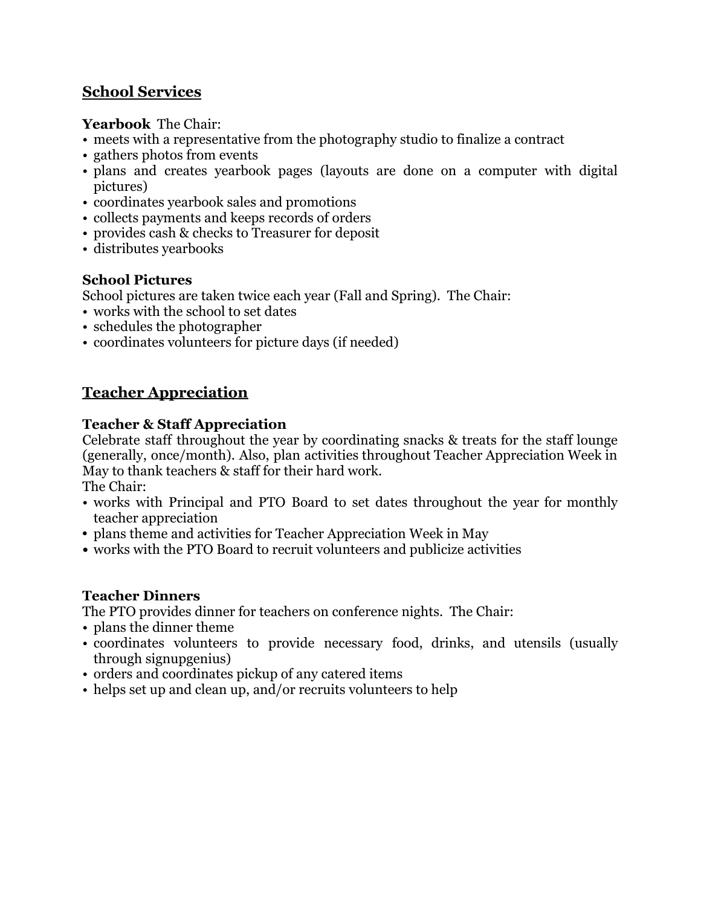## School Services

**Yearbook** The Chair:

- meets with a representative from the photography studio to finalize a contract
- gathers photos from events
- plans and creates yearbook pages (layouts are done on a computer with digital pictures)
- coordinates yearbook sales and promotions
- collects payments and keeps records of orders
- provides cash & checks to Treasurer for deposit
- distributes yearbooks

**School Pictures**

School pictures are taken twice each year (Fall and Spring). The Chair:

- works with the school to set dates
- schedules the photographer
- coordinates volunteers for picture days (if needed)

## Teacher Appreciation

**Teacher & Staff Appreciation**

Celebrate staff throughout the year by coordinating snacks & treats for the staff lounge (generally, once/month). Also, plan activities throughout Teacher Appreciation Week in May to thank teachers & staff for their hard work.

The Chair:

- works with Principal and PTO Board to set dates throughout the year for monthly teacher appreciation
- plans theme and activities for Teacher Appreciation Week in May
- works with the PTO Board to recruit volunteers and publicize activities

**Teacher Dinners**

The PTO provides dinner for teachers on conference nights. The Chair:

- plans the dinner theme
- coordinates volunteers to provide necessary food, drinks, and utensils (usually through signupgenius)
- orders and coordinates pickup of any catered items
- helps set up and clean up, and/or recruits volunteers to help